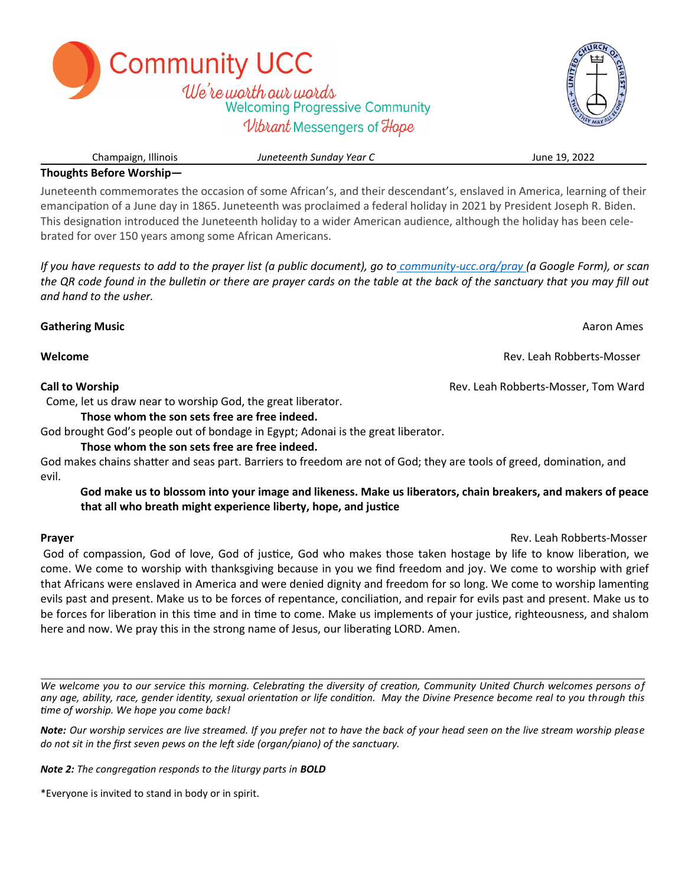# Community UCC

*We're worth our words*
Welcoming Progressive Community
*Vibrant* Messengers of *Hope*

Champaign, Illinois | *Juneteenth Sunday Year C* | June 19, 2022

**Thoughts Before Worship—**

Juneteenth commemorates the occasion of some African's, and their descendant's, enslaved in America, learning of their emancipation of a June day in 1865. Juneteenth was proclaimed a federal holiday in 2021 by President Joseph R. Biden. This designation introduced the Juneteenth holiday to a wider American audience, although the holiday has been celebrated for over 150 years among some African Americans.

*If you have requests to add to the prayer list (a public document), go to community-ucc.org/pray (a Google Form), or scan the QR code found in the bulletin or there are prayer cards on the table at the back of the sanctuary that you may fill out and hand to the usher.*

**Gathering Music** Aaron Ames

**Welcome** Rev. Leah Robberts-Mosser

**Call to Worship** Rev. Leah Robberts-Mosser, Tom Ward

Come, let us draw near to worship God, the great liberator.

**Those whom the son sets free are free indeed.**

God brought God's people out of bondage in Egypt; Adonai is the great liberator.

**Those whom the son sets free are free indeed.**

God makes chains shatter and seas part. Barriers to freedom are not of God; they are tools of greed, domination, and evil.

**God make us to blossom into your image and likeness. Make us liberators, chain breakers, and makers of peace that all who breath might experience liberty, hope, and justice**

**Prayer** Rev. Leah Robberts-Mosser

God of compassion, God of love, God of justice, God who makes those taken hostage by life to know liberation, we come. We come to worship with thanksgiving because in you we find freedom and joy. We come to worship with grief that Africans were enslaved in America and were denied dignity and freedom for so long. We come to worship lamenting evils past and present. Make us to be forces of repentance, conciliation, and repair for evils past and present. Make us to be forces for liberation in this time and in time to come. Make us implements of your justice, righteousness, and shalom here and now. We pray this in the strong name of Jesus, our liberating LORD. Amen.

---

*We welcome you to our service this morning. Celebrating the diversity of creation, Community United Church welcomes persons of any age, ability, race, gender identity, sexual orientation or life condition. May the Divine Presence become real to you through this time of worship. We hope you come back!*

***Note:*** *Our worship services are live streamed. If you prefer not to have the back of your head seen on the live stream worship please do not sit in the first seven pews on the left side (organ/piano) of the sanctuary.*

***Note 2:*** *The congregation responds to the liturgy parts in **BOLD***

*Everyone is invited to stand in body or in spirit.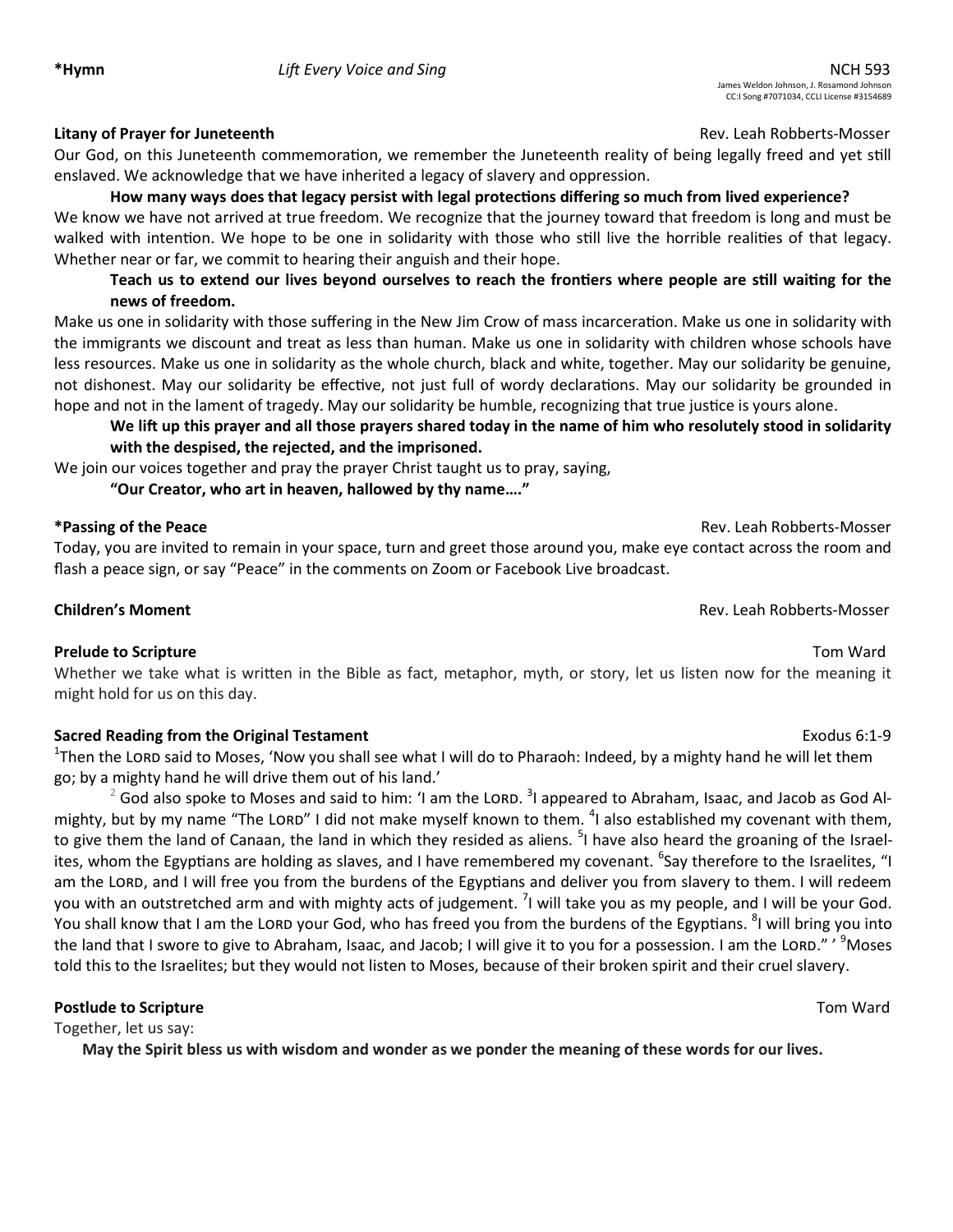**\*Hymn** *Lift Every Voice and Sing* NCH 593

James Weldon Johnson, J. Rosamond Johnson
CC:I Song #7071034, CCLI License #3154689

**Litany of Prayer for Juneteenth** Rev. Leah Robberts-Mosser

Our God, on this Juneteenth commemoration, we remember the Juneteenth reality of being legally freed and yet still enslaved. We acknowledge that we have inherited a legacy of slavery and oppression.

**How many ways does that legacy persist with legal protections differing so much from lived experience?**

We know we have not arrived at true freedom. We recognize that the journey toward that freedom is long and must be walked with intention. We hope to be one in solidarity with those who still live the horrible realities of that legacy. Whether near or far, we commit to hearing their anguish and their hope.

**Teach us to extend our lives beyond ourselves to reach the frontiers where people are still waiting for the news of freedom.**

Make us one in solidarity with those suffering in the New Jim Crow of mass incarceration. Make us one in solidarity with the immigrants we discount and treat as less than human. Make us one in solidarity with children whose schools have less resources. Make us one in solidarity as the whole church, black and white, together. May our solidarity be genuine, not dishonest. May our solidarity be effective, not just full of wordy declarations. May our solidarity be grounded in hope and not in the lament of tragedy. May our solidarity be humble, recognizing that true justice is yours alone.

**We lift up this prayer and all those prayers shared today in the name of him who resolutely stood in solidarity with the despised, the rejected, and the imprisoned.**

We join our voices together and pray the prayer Christ taught us to pray, saying,

**"Our Creator, who art in heaven, hallowed by thy name…."**

**\*Passing of the Peace** Rev. Leah Robberts-Mosser

Today, you are invited to remain in your space, turn and greet those around you, make eye contact across the room and flash a peace sign, or say "Peace" in the comments on Zoom or Facebook Live broadcast.

**Children's Moment** Rev. Leah Robberts-Mosser

**Prelude to Scripture** Tom Ward

Whether we take what is written in the Bible as fact, metaphor, myth, or story, let us listen now for the meaning it might hold for us on this day.

**Sacred Reading from the Original Testament** Exodus 6:1-9

[1]Then the LORD said to Moses, 'Now you shall see what I will do to Pharaoh: Indeed, by a mighty hand he will let them go; by a mighty hand he will drive them out of his land.'

[2] God also spoke to Moses and said to him: 'I am the LORD. [3]I appeared to Abraham, Isaac, and Jacob as God Almighty, but by my name "The LORD" I did not make myself known to them. [4]I also established my covenant with them, to give them the land of Canaan, the land in which they resided as aliens. [5]I have also heard the groaning of the Israelites, whom the Egyptians are holding as slaves, and I have remembered my covenant. [6]Say therefore to the Israelites, "I am the LORD, and I will free you from the burdens of the Egyptians and deliver you from slavery to them. I will redeem you with an outstretched arm and with mighty acts of judgement. [7]I will take you as my people, and I will be your God. You shall know that I am the LORD your God, who has freed you from the burdens of the Egyptians. [8]I will bring you into the land that I swore to give to Abraham, Isaac, and Jacob; I will give it to you for a possession. I am the LORD." ' [9]Moses told this to the Israelites; but they would not listen to Moses, because of their broken spirit and their cruel slavery.

**Postlude to Scripture** Tom Ward

Together, let us say:

**May the Spirit bless us with wisdom and wonder as we ponder the meaning of these words for our lives.**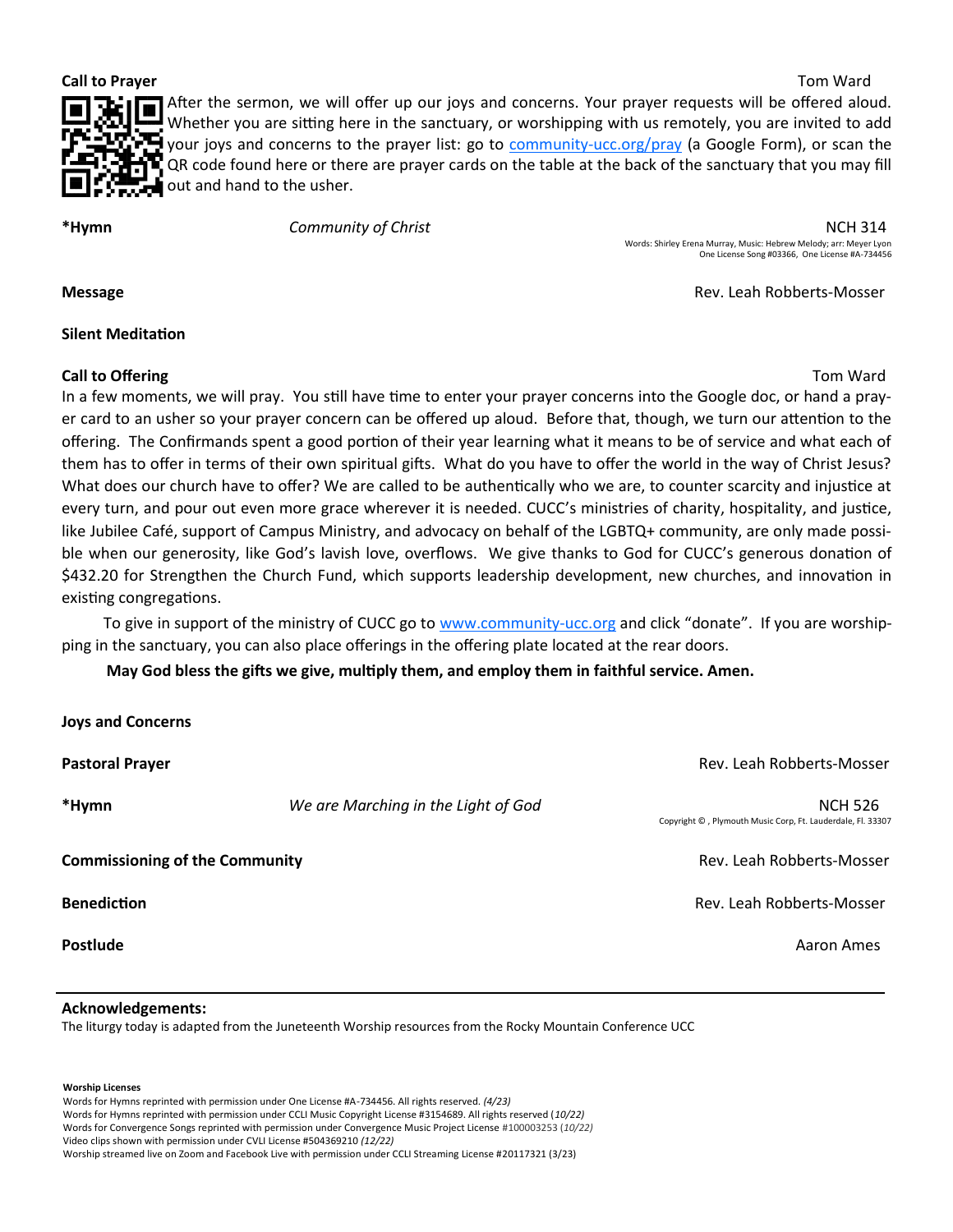**Call to Prayer** Tom Ward

After the sermon, we will offer up our joys and concerns. Your prayer requests will be offered aloud. Whether you are sitting here in the sanctuary, or worshipping with us remotely, you are invited to add your joys and concerns to the prayer list: go to community-ucc.org/pray (a Google Form), or scan the QR code found here or there are prayer cards on the table at the back of the sanctuary that you may fill out and hand to the usher.

**\*Hymn** *Community of Christ* NCH 314

Words: Shirley Erena Murray, Music: Hebrew Melody; arr: Meyer Lyon
One License Song #03366, One License #A-734456

**Message** Rev. Leah Robberts-Mosser

**Silent Meditation**

**Call to Offering** Tom Ward

In a few moments, we will pray. You still have time to enter your prayer concerns into the Google doc, or hand a prayer card to an usher so your prayer concern can be offered up aloud. Before that, though, we turn our attention to the offering. The Confirmands spent a good portion of their year learning what it means to be of service and what each of them has to offer in terms of their own spiritual gifts. What do you have to offer the world in the way of Christ Jesus? What does our church have to offer? We are called to be authentically who we are, to counter scarcity and injustice at every turn, and pour out even more grace wherever it is needed. CUCC's ministries of charity, hospitality, and justice, like Jubilee Café, support of Campus Ministry, and advocacy on behalf of the LGBTQ+ community, are only made possible when our generosity, like God's lavish love, overflows. We give thanks to God for CUCC's generous donation of $432.20 for Strengthen the Church Fund, which supports leadership development, new churches, and innovation in existing congregations.

To give in support of the ministry of CUCC go to www.community-ucc.org and click "donate". If you are worshipping in the sanctuary, you can also place offerings in the offering plate located at the rear doors.

**May God bless the gifts we give, multiply them, and employ them in faithful service. Amen.**

**Joys and Concerns**

**Pastoral Prayer** Rev. Leah Robberts-Mosser

**\*Hymn** *We are Marching in the Light of God* NCH 526

Copyright © , Plymouth Music Corp, Ft. Lauderdale, Fl. 33307

**Commissioning of the Community** Rev. Leah Robberts-Mosser

**Benediction** Rev. Leah Robberts-Mosser

**Postlude** Aaron Ames

---

**Acknowledgements:**

The liturgy today is adapted from the Juneteenth Worship resources from the Rocky Mountain Conference UCC

**Worship Licenses**

Words for Hymns reprinted with permission under One License #A-734456. All rights reserved. *(4/23)*
Words for Hymns reprinted with permission under CCLI Music Copyright License #3154689. All rights reserved (*10/22)*
Words for Convergence Songs reprinted with permission under Convergence Music Project License #100003253 (*10/22)*
Video clips shown with permission under CVLI License #504369210 *(12/22)*
Worship streamed live on Zoom and Facebook Live with permission under CCLI Streaming License #20117321 (3/23)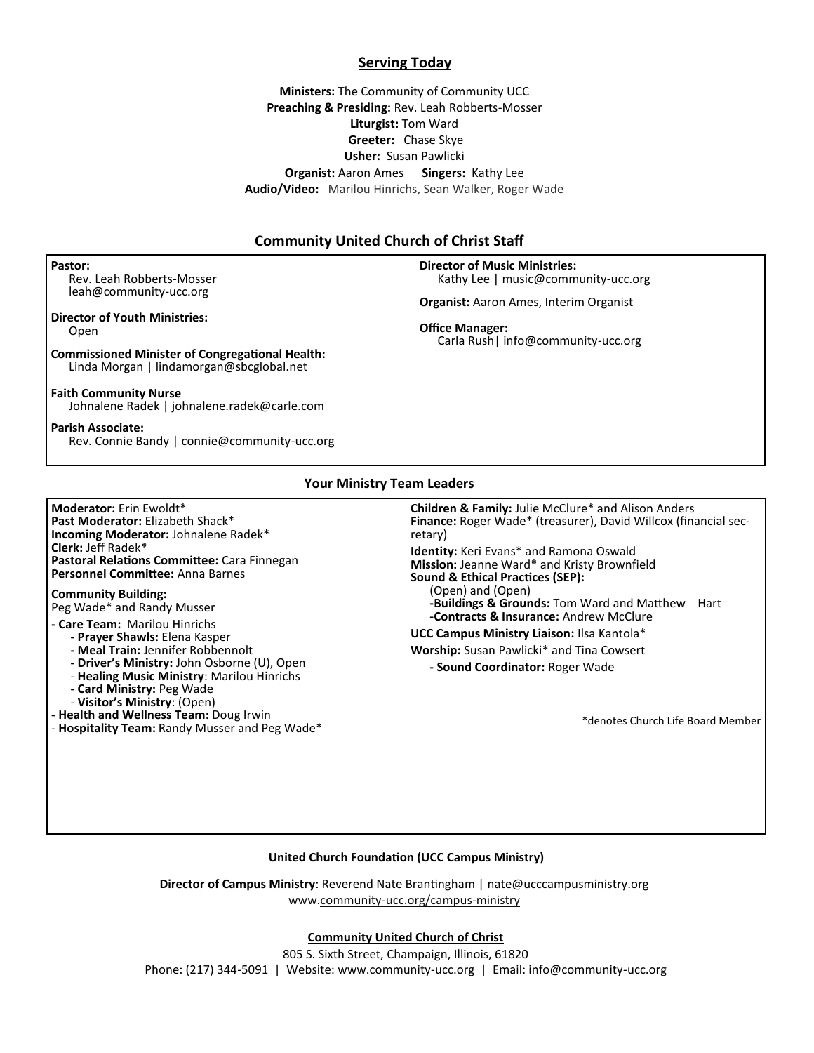## Serving Today

**Ministers:** The Community of Community UCC
**Preaching & Presiding:** Rev. Leah Robberts-Mosser
**Liturgist:** Tom Ward
**Greeter:** Chase Skye
**Usher:** Susan Pawlicki
**Organist:** Aaron Ames **Singers:** Kathy Lee
**Audio/Video:** Marilou Hinrichs, Sean Walker, Roger Wade

## Community United Church of Christ Staff

**Pastor:**
Rev. Leah Robberts-Mosser
leah@community-ucc.org

**Director of Youth Ministries:**
Open

**Commissioned Minister of Congregational Health:**
Linda Morgan | lindamorgan@sbcglobal.net

**Faith Community Nurse**
Johnalene Radek | johnalene.radek@carle.com

**Parish Associate:**
Rev. Connie Bandy | connie@community-ucc.org

**Director of Music Ministries:**
Kathy Lee | music@community-ucc.org

**Organist:** Aaron Ames, Interim Organist

**Office Manager:**
Carla Rush| info@community-ucc.org

## Your Ministry Team Leaders

**Moderator:** Erin Ewoldt*
**Past Moderator:** Elizabeth Shack*
**Incoming Moderator:** Johnalene Radek*
**Clerk:** Jeff Radek*
**Pastoral Relations Committee:** Cara Finnegan
**Personnel Committee:** Anna Barnes

**Community Building:**
Peg Wade* and Randy Musser

- **Care Team:** Marilou Hinrichs
  - **Prayer Shawls:** Elena Kasper
  - **Meal Train:** Jennifer Robbennolt
  - **Driver's Ministry:** John Osborne (U), Open
  - **Healing Music Ministry**: Marilou Hinrichs
  - **Card Ministry:** Peg Wade
  - **Visitor's Ministry**: (Open)
- **Health and Wellness Team:** Doug Irwin
- **Hospitality Team:** Randy Musser and Peg Wade*

**Children & Family:** Julie McClure* and Alison Anders
**Finance:** Roger Wade* (treasurer), David Willcox (financial secretary)

**Identity:** Keri Evans* and Ramona Oswald
**Mission:** Jeanne Ward* and Kristy Brownfield
**Sound & Ethical Practices (SEP):**
(Open) and (Open)
- **Buildings & Grounds:** Tom Ward and Matthew Hart
- **Contracts & Insurance:** Andrew McClure

**UCC Campus Ministry Liaison:** Ilsa Kantola*

**Worship:** Susan Pawlicki* and Tina Cowsert
- **Sound Coordinator:** Roger Wade

*denotes Church Life Board Member

### United Church Foundation (UCC Campus Ministry)

**Director of Campus Ministry**: Reverend Nate Brantingham | nate@ucccampusministry.org
www.community-ucc.org/campus-ministry

### Community United Church of Christ

805 S. Sixth Street, Champaign, Illinois, 61820
Phone: (217) 344-5091 | Website: www.community-ucc.org | Email: info@community-ucc.org